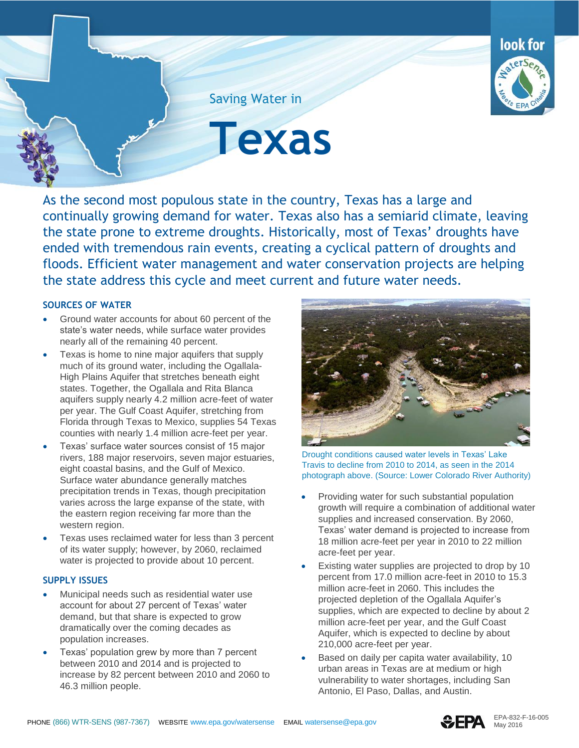Saving Water in

# Texas

look for WaterSense Meets EPA Criteria

As the second most populous state in the country, Texas has a large and continually growing demand for water. Texas also has a semiarid climate, leaving the state prone to extreme droughts. Historically, most of Texas' droughts have ended with tremendous rain events, creating a cyclical pattern of droughts and floods. Efficient water management and water conservation projects are helping the state address this cycle and meet current and future water needs.

## SOURCES OF WATER

- Ground water accounts for about 60 percent of the state's water needs, while surface water provides nearly all of the remaining 40 percent.
- Texas is home to nine major aquifers that supply much of its ground water, including the Ogallala-High Plains Aquifer that stretches beneath eight states. Together, the Ogallala and Rita Blanca aquifers supply nearly 4.2 million acre-feet of water per year. The Gulf Coast Aquifer, stretching from Florida through Texas to Mexico, supplies 54 Texas counties with nearly 1.4 million acre-feet per year.
- Texas' surface water sources consist of 15 major rivers, 188 major reservoirs, seven major estuaries, eight coastal basins, and the Gulf of Mexico. Surface water abundance generally matches precipitation trends in Texas, though precipitation varies across the large expanse of the state, with the eastern region receiving far more than the western region.
- Texas uses reclaimed water for less than 3 percent of its water supply; however, by 2060, reclaimed water is projected to provide about 10 percent.

## SUPPLY ISSUES

- Municipal needs such as residential water use account for about 27 percent of Texas' water demand, but that share is expected to grow dramatically over the coming decades as population increases.
- Texas' population grew by more than 7 percent between 2010 and 2014 and is projected to increase by 82 percent between 2010 and 2060 to 46.3 million people.

Drought conditions caused water levels in Texas' Lake Travis to decline from 2010 to 2014, as seen in the 2014 photograph above. (Source: Lower Colorado River Authority)

- Providing water for such substantial population growth will require a combination of additional water supplies and increased conservation. By 2060, Texas' water demand is projected to increase from 18 million acre-feet per year in 2010 to 22 million acre-feet per year.
- Existing water supplies are projected to drop by 10 percent from 17.0 million acre-feet in 2010 to 15.3 million acre-feet in 2060. This includes the projected depletion of the Ogallala Aquifer's supplies, which are expected to decline by about 2 million acre-feet per year, and the Gulf Coast Aquifer, which is expected to decline by about 210,000 acre-feet per year.
- Based on daily per capita water availability, 10 urban areas in Texas are at medium or high vulnerability to water shortages, including San Antonio, El Paso, Dallas, and Austin.

PHONE (866) WTR-SENS (987-7367) WEBSITE www.epa.gov/watersense EMAIL watersense@epa.gov

EPA-832-F-16-005
May 2016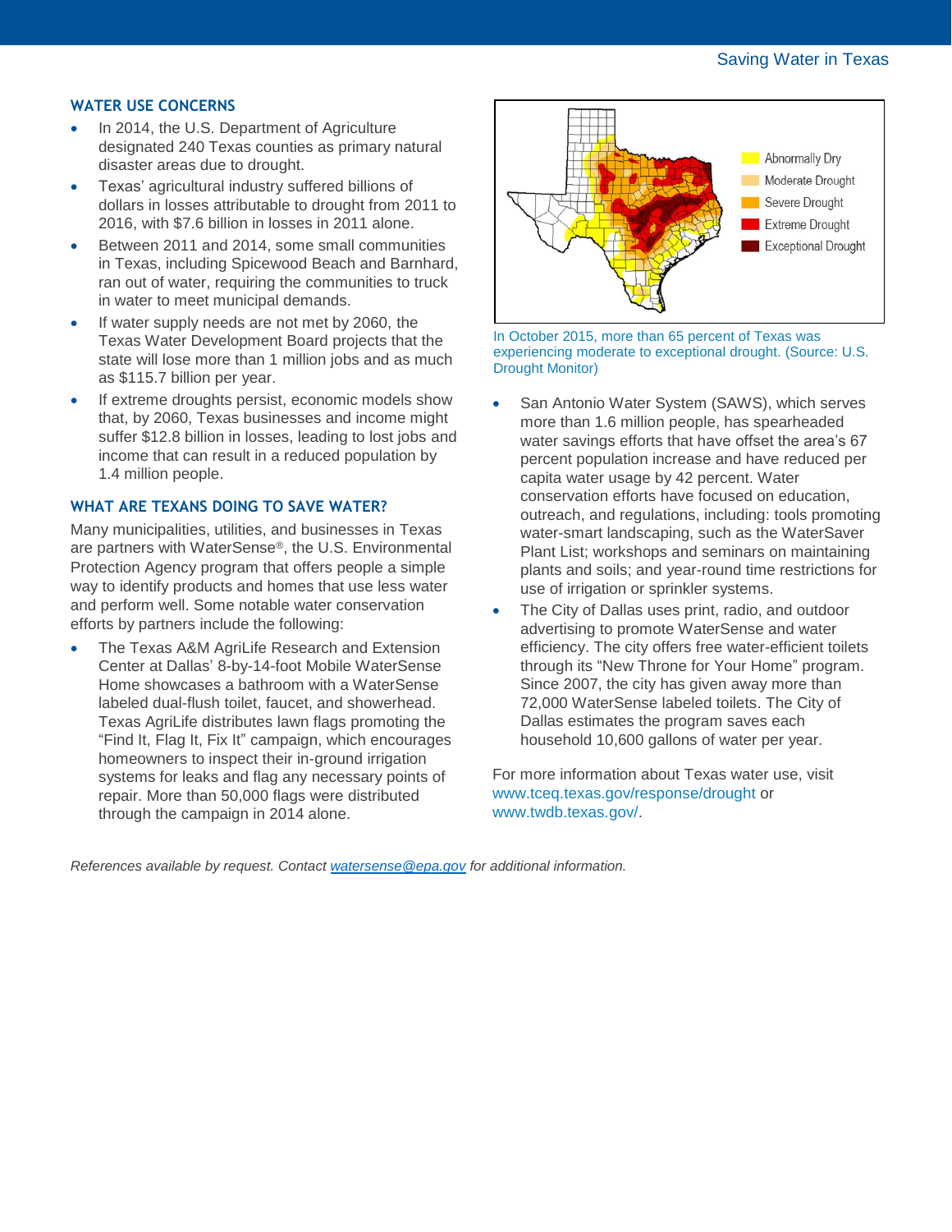## WATER USE CONCERNS

- In 2014, the U.S. Department of Agriculture designated 240 Texas counties as primary natural disaster areas due to drought.
- Texas' agricultural industry suffered billions of dollars in losses attributable to drought from 2011 to 2016, with $7.6 billion in losses in 2011 alone.
- Between 2011 and 2014, some small communities in Texas, including Spicewood Beach and Barnhard, ran out of water, requiring the communities to truck in water to meet municipal demands.
- If water supply needs are not met by 2060, the Texas Water Development Board projects that the state will lose more than 1 million jobs and as much as $115.7 billion per year.
- If extreme droughts persist, economic models show that, by 2060, Texas businesses and income might suffer $12.8 billion in losses, leading to lost jobs and income that can result in a reduced population by 1.4 million people.

Abnormally Dry
Moderate Drought
Severe Drought
Extreme Drought
Exceptional Drought

In October 2015, more than 65 percent of Texas was experiencing moderate to exceptional drought. (Source: U.S. Drought Monitor)

## WHAT ARE TEXANS DOING TO SAVE WATER?

Many municipalities, utilities, and businesses in Texas are partners with WaterSense®, the U.S. Environmental Protection Agency program that offers people a simple way to identify products and homes that use less water and perform well. Some notable water conservation efforts by partners include the following:

- The Texas A&M AgriLife Research and Extension Center at Dallas' 8-by-14-foot Mobile WaterSense Home showcases a bathroom with a WaterSense labeled dual-flush toilet, faucet, and showerhead. Texas AgriLife distributes lawn flags promoting the "Find It, Flag It, Fix It" campaign, which encourages homeowners to inspect their in-ground irrigation systems for leaks and flag any necessary points of repair. More than 50,000 flags were distributed through the campaign in 2014 alone.
- San Antonio Water System (SAWS), which serves more than 1.6 million people, has spearheaded water savings efforts that have offset the area's 67 percent population increase and have reduced per capita water usage by 42 percent. Water conservation efforts have focused on education, outreach, and regulations, including: tools promoting water-smart landscaping, such as the WaterSaver Plant List; workshops and seminars on maintaining plants and soils; and year-round time restrictions for use of irrigation or sprinkler systems.
- The City of Dallas uses print, radio, and outdoor advertising to promote WaterSense and water efficiency. The city offers free water-efficient toilets through its "New Throne for Your Home" program. Since 2007, the city has given away more than 72,000 WaterSense labeled toilets. The City of Dallas estimates the program saves each household 10,600 gallons of water per year.

For more information about Texas water use, visit www.tceq.texas.gov/response/drought or www.twdb.texas.gov/.

*References available by request. Contact watersense@epa.gov for additional information.*